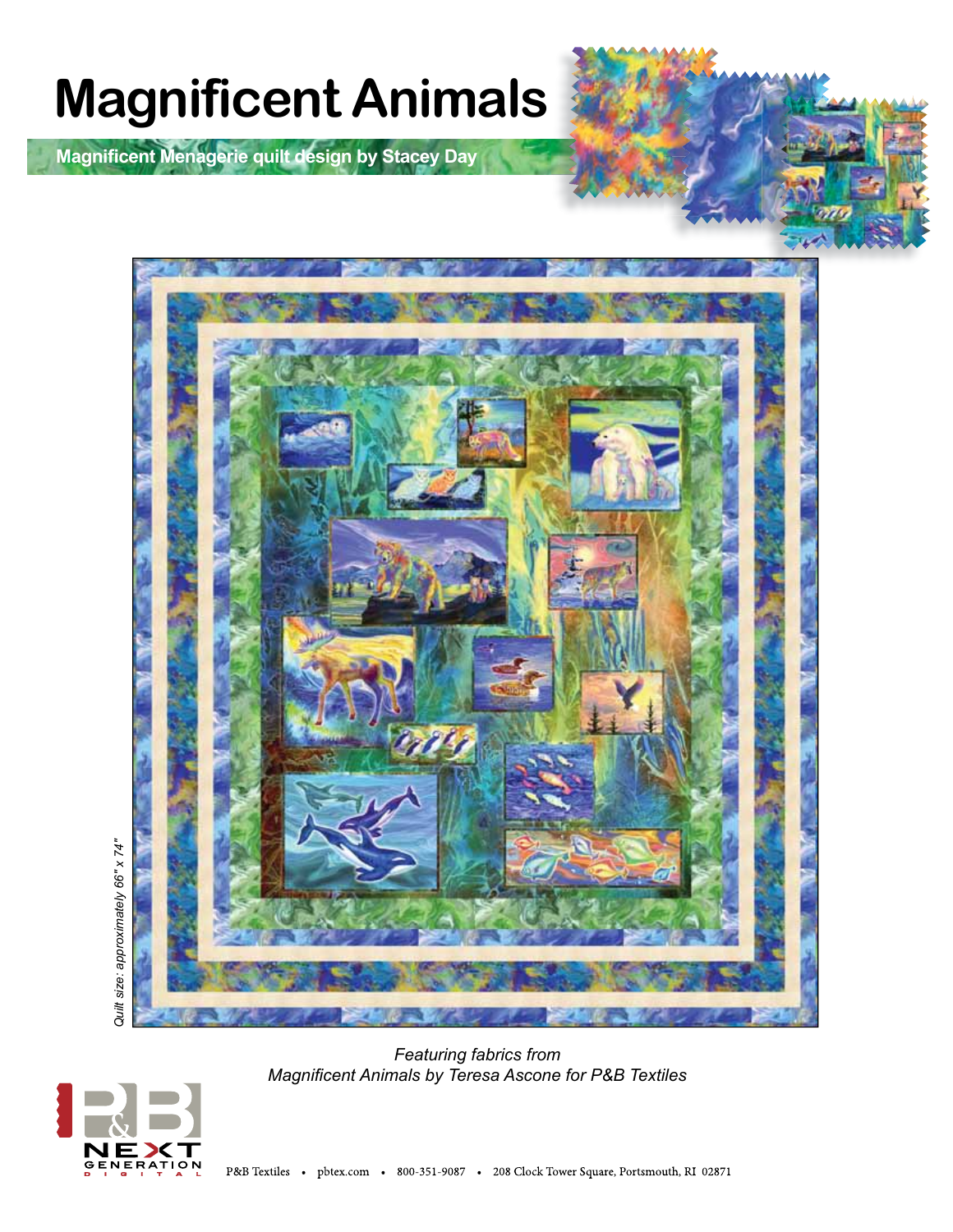# Magnificent Animals

**Magnificent Menagerie quilt design by Stacey Day**

*Quilt size: approximately 66" x 74"*

*Featuring fabrics from*
*Magnificent Animals by Teresa Ascone for P&B Textiles*

P&B NEXT GENERATION DIGITAL

P&B Textiles • pbtex.com • 800-351-9087 • 208 Clock Tower Square, Portsmouth, RI 02871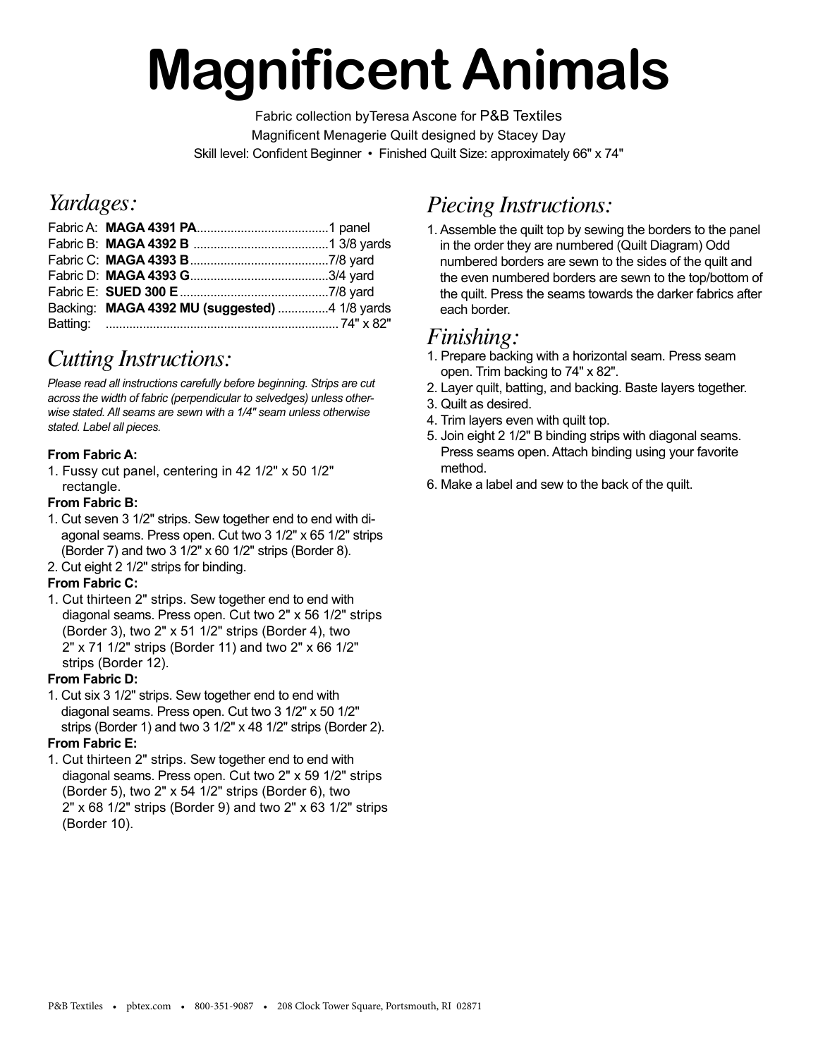# Magnificent Animals

Fabric collection byTeresa Ascone for P&B Textiles
Magnificent Menagerie Quilt designed by Stacey Day
Skill level: Confident Beginner • Finished Quilt Size: approximately 66" x 74"

## *Yardages:*

Fabric A: **MAGA 4391 PA**......................................1 panel
Fabric B: **MAGA 4392 B** .......................................1 3/8 yards
Fabric C: **MAGA 4393 B**........................................7/8 yard
Fabric D: **MAGA 4393 G**........................................3/4 yard
Fabric E: **SUED 300 E**...........................................7/8 yard
Backing: **MAGA 4392 MU (suggested)** ...............4 1/8 yards
Batting: ..................................................................... 74" x 82"

## *Cutting Instructions:*

*Please read all instructions carefully before beginning. Strips are cut across the width of fabric (perpendicular to selvedges) unless otherwise stated. All seams are sewn with a 1/4" seam unless otherwise stated. Label all pieces.*

**From Fabric A:**

1. Fussy cut panel, centering in 42 1/2" x 50 1/2" rectangle.

**From Fabric B:**

1. Cut seven 3 1/2" strips. Sew together end to end with diagonal seams. Press open. Cut two 3 1/2" x 65 1/2" strips (Border 7) and two 3 1/2" x 60 1/2" strips (Border 8).
2. Cut eight 2 1/2" strips for binding.

**From Fabric C:**

1. Cut thirteen 2" strips. Sew together end to end with diagonal seams. Press open. Cut two 2" x 56 1/2" strips (Border 3), two 2" x 51 1/2" strips (Border 4), two 2" x 71 1/2" strips (Border 11) and two 2" x 66 1/2" strips (Border 12).

**From Fabric D:**

1. Cut six 3 1/2" strips. Sew together end to end with diagonal seams. Press open. Cut two 3 1/2" x 50 1/2" strips (Border 1) and two 3 1/2" x 48 1/2" strips (Border 2).

**From Fabric E:**

1. Cut thirteen 2" strips. Sew together end to end with diagonal seams. Press open. Cut two 2" x 59 1/2" strips (Border 5), two 2" x 54 1/2" strips (Border 6), two 2" x 68 1/2" strips (Border 9) and two 2" x 63 1/2" strips (Border 10).

## *Piecing Instructions:*

1. Assemble the quilt top by sewing the borders to the panel in the order they are numbered (Quilt Diagram) Odd numbered borders are sewn to the sides of the quilt and the even numbered borders are sewn to the top/bottom of the quilt. Press the seams towards the darker fabrics after each border.

## *Finishing:*

1. Prepare backing with a horizontal seam. Press seam open. Trim backing to 74" x 82".
2. Layer quilt, batting, and backing. Baste layers together.
3. Quilt as desired.
4. Trim layers even with quilt top.
5. Join eight 2 1/2" B binding strips with diagonal seams. Press seams open. Attach binding using your favorite method.
6. Make a label and sew to the back of the quilt.

P&B Textiles • pbtex.com • 800-351-9087 • 208 Clock Tower Square, Portsmouth, RI 02871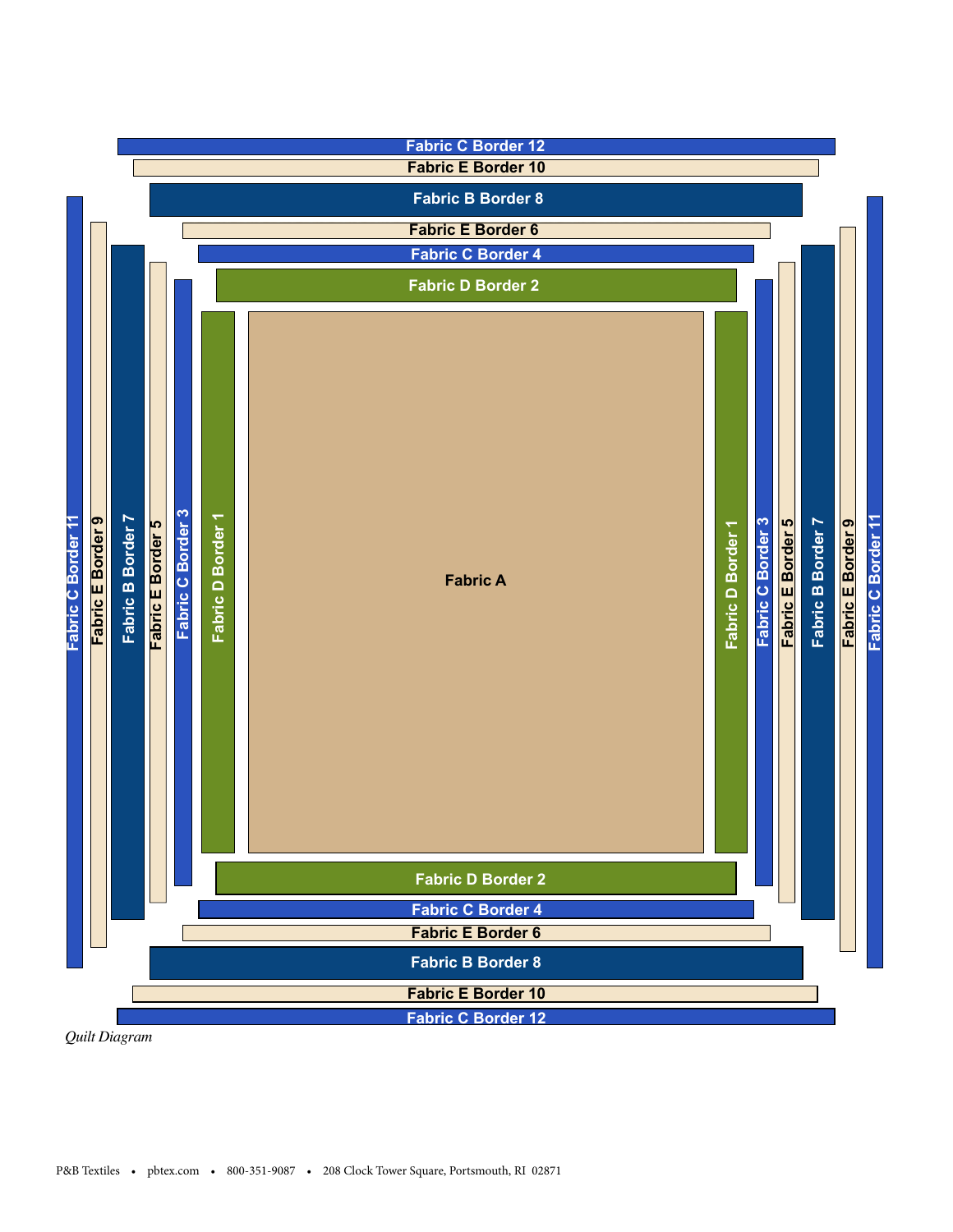Fabric C Border 12

Fabric E Border 10

Fabric B Border 8

Fabric E Border 6

Fabric C Border 4

Fabric D Border 2

Fabric C Border 11 | Fabric E Border 9 | Fabric B Border 7 | Fabric E Border 5 | Fabric C Border 3 | Fabric D Border 1

Fabric A

Fabric D Border 1 | Fabric C Border 3 | Fabric E Border 5 | Fabric B Border 7 | Fabric E Border 9 | Fabric C Border 11

Fabric D Border 2

Fabric C Border 4

Fabric E Border 6

Fabric B Border 8

Fabric E Border 10

Fabric C Border 12

*Quilt Diagram*

P&B Textiles • pbtex.com • 800-351-9087 • 208 Clock Tower Square, Portsmouth, RI 02871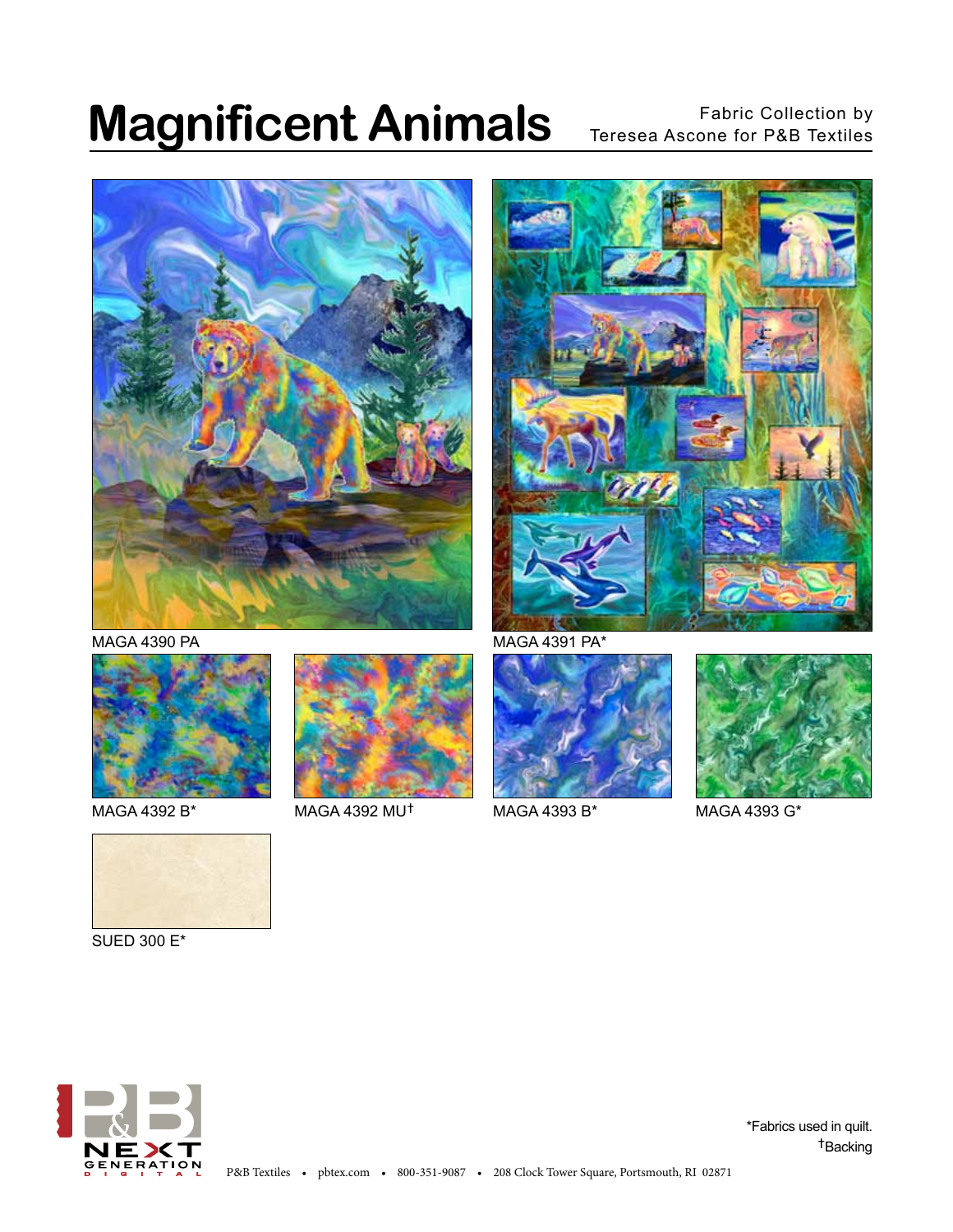# Magnificent Animals

Fabric Collection by
Teresea Ascone for P&B Textiles

MAGA 4390 PA

MAGA 4391 PA*

MAGA 4392 B*

MAGA 4392 MU†

MAGA 4393 B*

MAGA 4393 G*

SUED 300 E*

*Fabrics used in quilt.
†Backing

P&B Textiles • pbtex.com • 800-351-9087 • 208 Clock Tower Square, Portsmouth, RI 02871